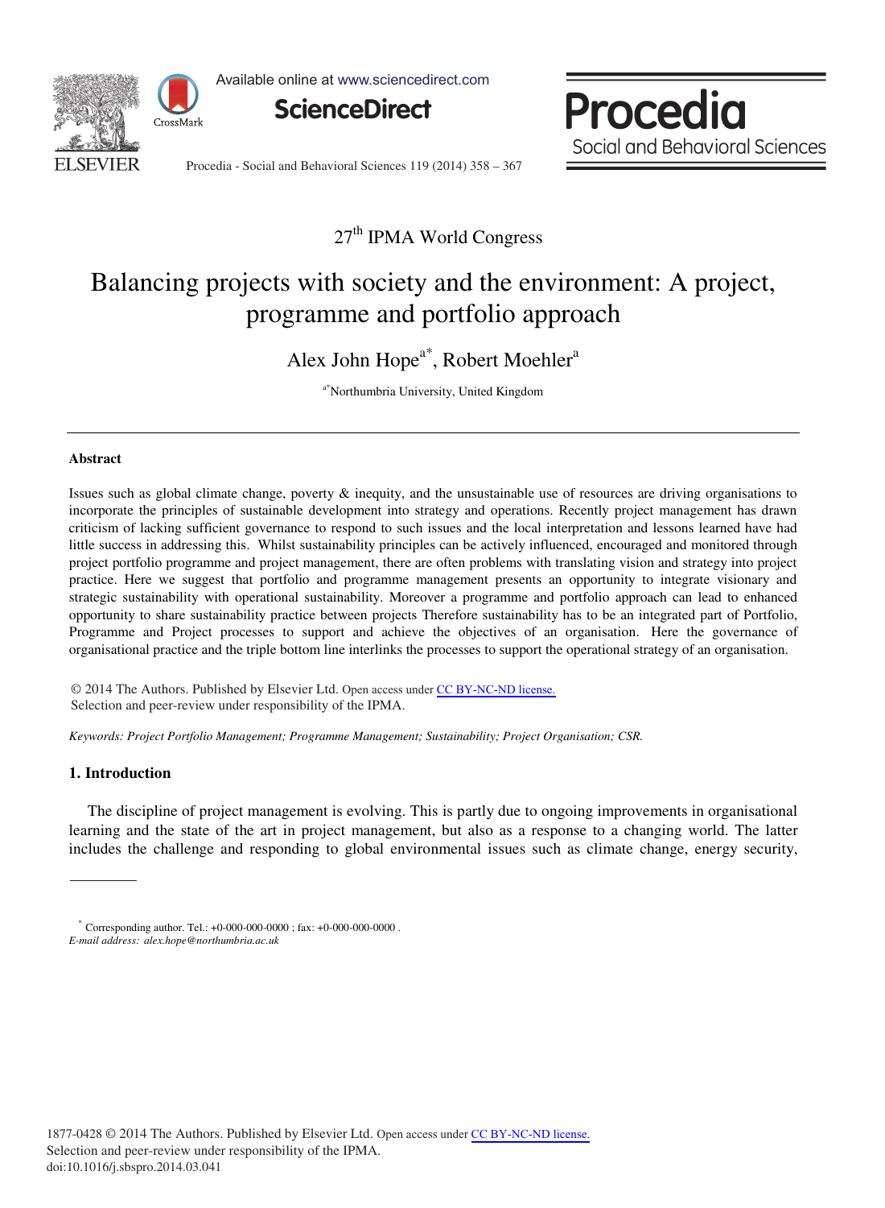27th IPMA World Congress

# Balancing projects with society and the environment: A project, programme and portfolio approach

Alex John Hope[a*], Robert Moehler[a]

[a*]Northumbria University, United Kingdom

## Abstract

Issues such as global climate change, poverty & inequity, and the unsustainable use of resources are driving organisations to incorporate the principles of sustainable development into strategy and operations. Recently project management has drawn criticism of lacking sufficient governance to respond to such issues and the local interpretation and lessons learned have had little success in addressing this. Whilst sustainability principles can be actively influenced, encouraged and monitored through project portfolio programme and project management, there are often problems with translating vision and strategy into project practice. Here we suggest that portfolio and programme management presents an opportunity to integrate visionary and strategic sustainability with operational sustainability. Moreover a programme and portfolio approach can lead to enhanced opportunity to share sustainability practice between projects Therefore sustainability has to be an integrated part of Portfolio, Programme and Project processes to support and achieve the objectives of an organisation. Here the governance of organisational practice and the triple bottom line interlinks the processes to support the operational strategy of an organisation.

© 2014 The Authors. Published by Elsevier Ltd. Open access under CC BY-NC-ND license.
Selection and peer-review under responsibility of the IPMA.

*Keywords:* *Project Portfolio Management; Programme Management; Sustainability; Project Organisation; CSR.*

## 1. Introduction

The discipline of project management is evolving. This is partly due to ongoing improvements in organisational learning and the state of the art in project management, but also as a response to a changing world. The latter includes the challenge and responding to global environmental issues such as climate change, energy security,

---

[*] Corresponding author. Tel.: +0-000-000-0000 ; fax: +0-000-000-0000 .
*E-mail address:* *alex.hope@northumbria.ac.uk*

1877-0428 © 2014 The Authors. Published by Elsevier Ltd. Open access under CC BY-NC-ND license.
Selection and peer-review under responsibility of the IPMA.
doi:10.1016/j.sbspro.2014.03.041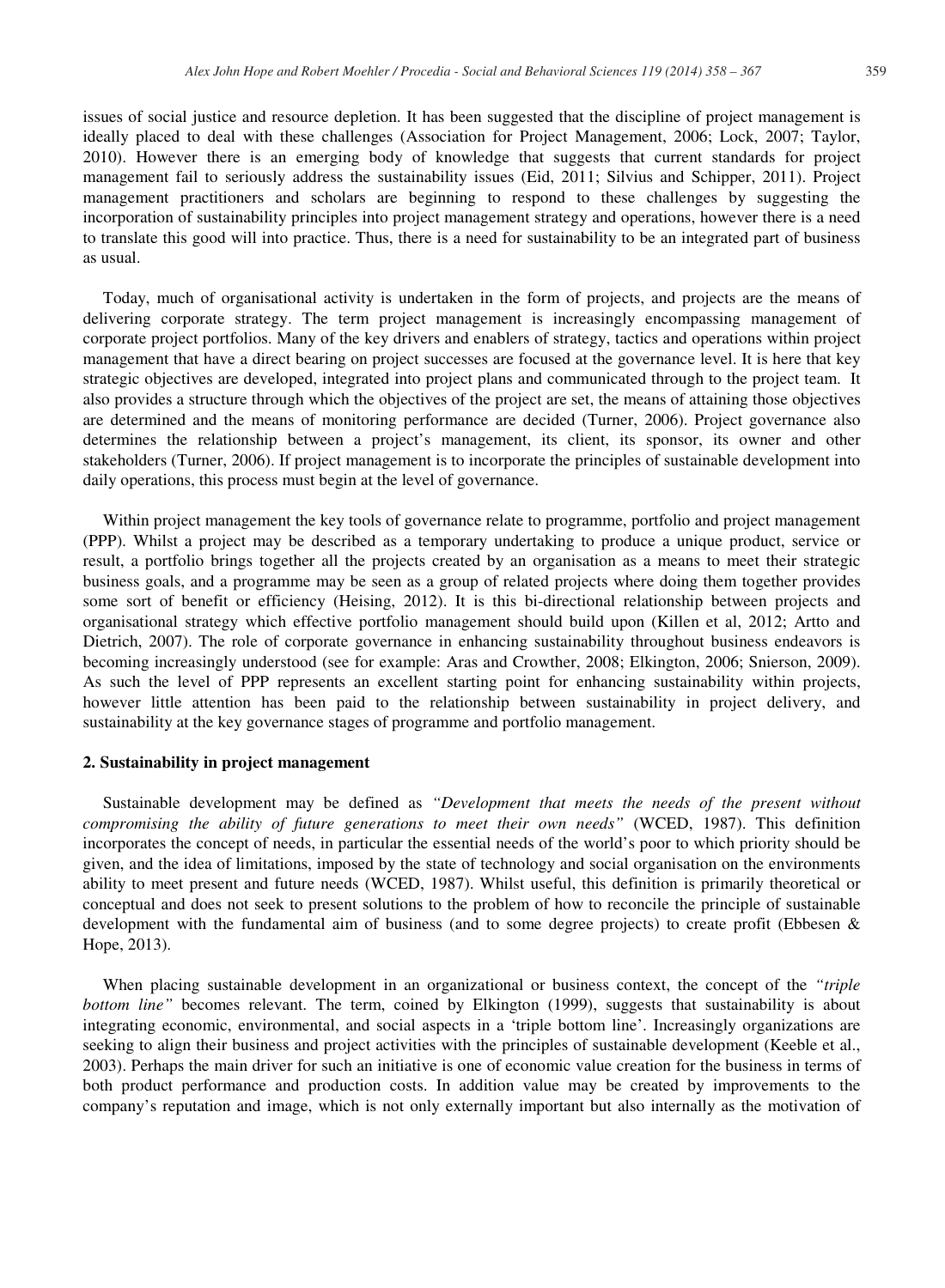issues of social justice and resource depletion. It has been suggested that the discipline of project management is ideally placed to deal with these challenges (Association for Project Management, 2006; Lock, 2007; Taylor, 2010). However there is an emerging body of knowledge that suggests that current standards for project management fail to seriously address the sustainability issues (Eid, 2011; Silvius and Schipper, 2011). Project management practitioners and scholars are beginning to respond to these challenges by suggesting the incorporation of sustainability principles into project management strategy and operations, however there is a need to translate this good will into practice. Thus, there is a need for sustainability to be an integrated part of business as usual.

Today, much of organisational activity is undertaken in the form of projects, and projects are the means of delivering corporate strategy. The term project management is increasingly encompassing management of corporate project portfolios. Many of the key drivers and enablers of strategy, tactics and operations within project management that have a direct bearing on project successes are focused at the governance level. It is here that key strategic objectives are developed, integrated into project plans and communicated through to the project team. It also provides a structure through which the objectives of the project are set, the means of attaining those objectives are determined and the means of monitoring performance are decided (Turner, 2006). Project governance also determines the relationship between a project's management, its client, its sponsor, its owner and other stakeholders (Turner, 2006). If project management is to incorporate the principles of sustainable development into daily operations, this process must begin at the level of governance.

Within project management the key tools of governance relate to programme, portfolio and project management (PPP). Whilst a project may be described as a temporary undertaking to produce a unique product, service or result, a portfolio brings together all the projects created by an organisation as a means to meet their strategic business goals, and a programme may be seen as a group of related projects where doing them together provides some sort of benefit or efficiency (Heising, 2012). It is this bi-directional relationship between projects and organisational strategy which effective portfolio management should build upon (Killen et al, 2012; Artto and Dietrich, 2007). The role of corporate governance in enhancing sustainability throughout business endeavors is becoming increasingly understood (see for example: Aras and Crowther, 2008; Elkington, 2006; Snierson, 2009). As such the level of PPP represents an excellent starting point for enhancing sustainability within projects, however little attention has been paid to the relationship between sustainability in project delivery, and sustainability at the key governance stages of programme and portfolio management.

## 2. Sustainability in project management

Sustainable development may be defined as *"Development that meets the needs of the present without compromising the ability of future generations to meet their own needs"* (WCED, 1987). This definition incorporates the concept of needs, in particular the essential needs of the world's poor to which priority should be given, and the idea of limitations, imposed by the state of technology and social organisation on the environments ability to meet present and future needs (WCED, 1987). Whilst useful, this definition is primarily theoretical or conceptual and does not seek to present solutions to the problem of how to reconcile the principle of sustainable development with the fundamental aim of business (and to some degree projects) to create profit (Ebbesen & Hope, 2013).

When placing sustainable development in an organizational or business context, the concept of the *"triple bottom line"* becomes relevant. The term, coined by Elkington (1999), suggests that sustainability is about integrating economic, environmental, and social aspects in a 'triple bottom line'. Increasingly organizations are seeking to align their business and project activities with the principles of sustainable development (Keeble et al., 2003). Perhaps the main driver for such an initiative is one of economic value creation for the business in terms of both product performance and production costs. In addition value may be created by improvements to the company's reputation and image, which is not only externally important but also internally as the motivation of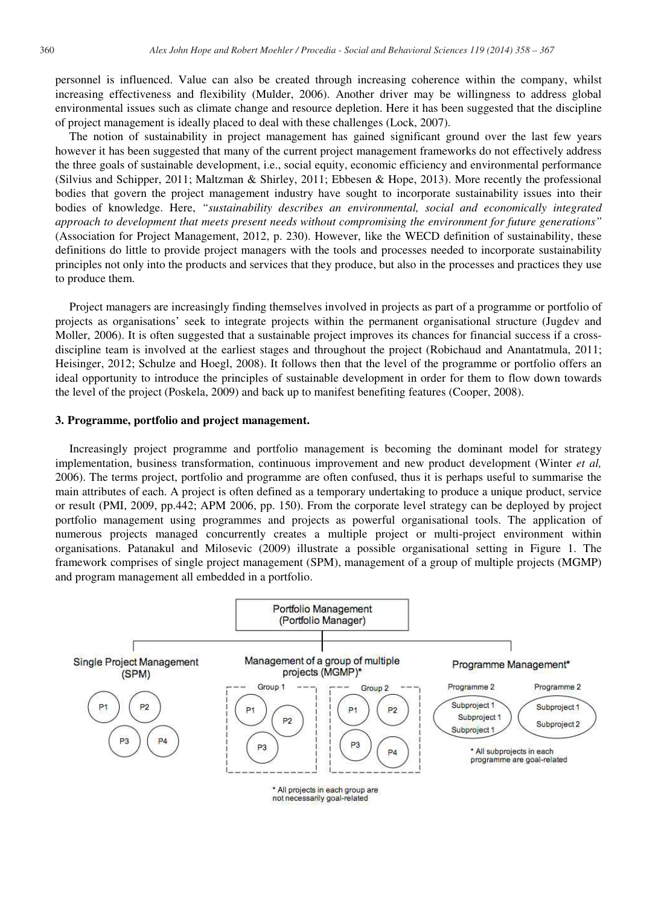personnel is influenced. Value can also be created through increasing coherence within the company, whilst increasing effectiveness and flexibility (Mulder, 2006). Another driver may be willingness to address global environmental issues such as climate change and resource depletion. Here it has been suggested that the discipline of project management is ideally placed to deal with these challenges (Lock, 2007).

The notion of sustainability in project management has gained significant ground over the last few years however it has been suggested that many of the current project management frameworks do not effectively address the three goals of sustainable development, i.e., social equity, economic efficiency and environmental performance (Silvius and Schipper, 2011; Maltzman & Shirley, 2011; Ebbesen & Hope, 2013). More recently the professional bodies that govern the project management industry have sought to incorporate sustainability issues into their bodies of knowledge. Here, *"sustainability describes an environmental, social and economically integrated approach to development that meets present needs without compromising the environment for future generations"* (Association for Project Management, 2012, p. 230). However, like the WECD definition of sustainability, these definitions do little to provide project managers with the tools and processes needed to incorporate sustainability principles not only into the products and services that they produce, but also in the processes and practices they use to produce them.

Project managers are increasingly finding themselves involved in projects as part of a programme or portfolio of projects as organisations' seek to integrate projects within the permanent organisational structure (Jugdev and Moller, 2006). It is often suggested that a sustainable project improves its chances for financial success if a cross-discipline team is involved at the earliest stages and throughout the project (Robichaud and Anantatmula, 2011; Heisinger, 2012; Schulze and Hoegl, 2008). It follows then that the level of the programme or portfolio offers an ideal opportunity to introduce the principles of sustainable development in order for them to flow down towards the level of the project (Poskela, 2009) and back up to manifest benefiting features (Cooper, 2008).

### 3. Programme, portfolio and project management.

Increasingly project programme and portfolio management is becoming the dominant model for strategy implementation, business transformation, continuous improvement and new product development (Winter *et al,* 2006). The terms project, portfolio and programme are often confused, thus it is perhaps useful to summarise the main attributes of each. A project is often defined as a temporary undertaking to produce a unique product, service or result (PMI, 2009, pp.442; APM 2006, pp. 150). From the corporate level strategy can be deployed by project portfolio management using programmes and projects as powerful organisational tools. The application of numerous projects managed concurrently creates a multiple project or multi-project environment within organisations. Patanakul and Milosevic (2009) illustrate a possible organisational setting in Figure 1. The framework comprises of single project management (SPM), management of a group of multiple projects (MGMP) and program management all embedded in a portfolio.

Portfolio Management (Portfolio Manager)

Single Project Management (SPM): P1, P2, P3, P4

Management of a group of multiple projects (MGMP)*: Group 1 (P1, P2, P3); Group 2 (P1, P2, P3, P4)

\* All projects in each group are not necessarily goal-related

Programme Management*: Programme 2 (Subproject 1, Subproject 1, Subproject 1); Programme 2 (Subproject 1, Subproject 2)

\* All subprojects in each programme are goal-related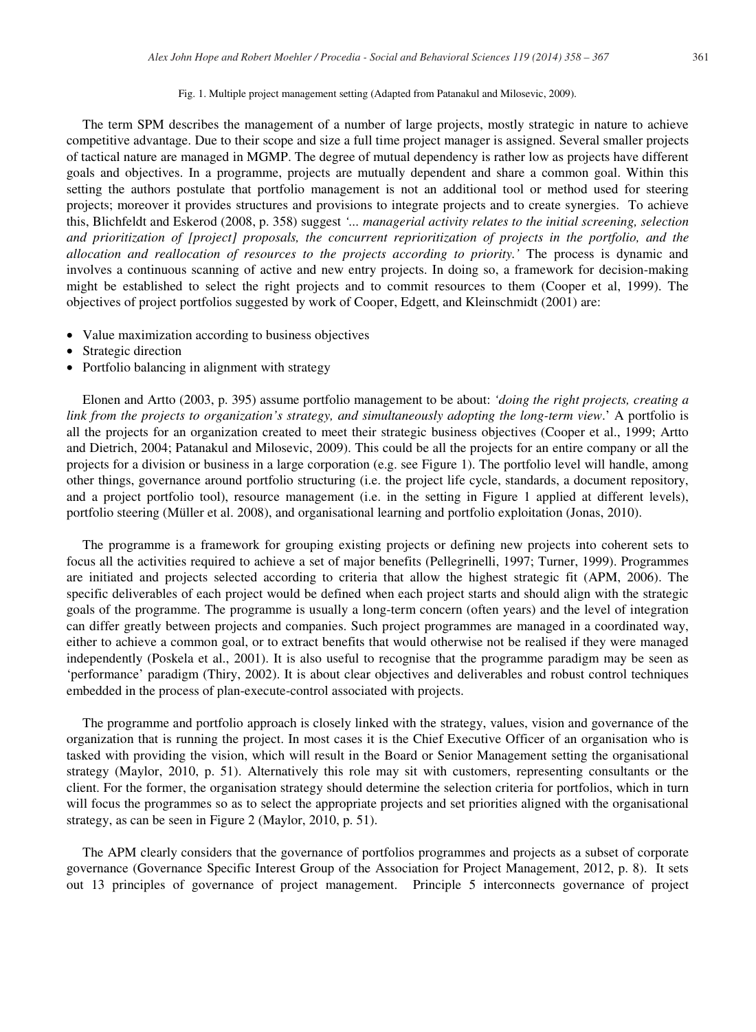Fig. 1. Multiple project management setting (Adapted from Patanakul and Milosevic, 2009).

The term SPM describes the management of a number of large projects, mostly strategic in nature to achieve competitive advantage. Due to their scope and size a full time project manager is assigned. Several smaller projects of tactical nature are managed in MGMP. The degree of mutual dependency is rather low as projects have different goals and objectives. In a programme, projects are mutually dependent and share a common goal. Within this setting the authors postulate that portfolio management is not an additional tool or method used for steering projects; moreover it provides structures and provisions to integrate projects and to create synergies. To achieve this, Blichfeldt and Eskerod (2008, p. 358) suggest *'... managerial activity relates to the initial screening, selection and prioritization of [project] proposals, the concurrent reprioritization of projects in the portfolio, and the allocation and reallocation of resources to the projects according to priority.'* The process is dynamic and involves a continuous scanning of active and new entry projects. In doing so, a framework for decision-making might be established to select the right projects and to commit resources to them (Cooper et al, 1999). The objectives of project portfolios suggested by work of Cooper, Edgett, and Kleinschmidt (2001) are:

- Value maximization according to business objectives
- Strategic direction
- Portfolio balancing in alignment with strategy

Elonen and Artto (2003, p. 395) assume portfolio management to be about: *'doing the right projects, creating a link from the projects to organization's strategy, and simultaneously adopting the long-term view*.' A portfolio is all the projects for an organization created to meet their strategic business objectives (Cooper et al., 1999; Artto and Dietrich, 2004; Patanakul and Milosevic, 2009). This could be all the projects for an entire company or all the projects for a division or business in a large corporation (e.g. see Figure 1). The portfolio level will handle, among other things, governance around portfolio structuring (i.e. the project life cycle, standards, a document repository, and a project portfolio tool), resource management (i.e. in the setting in Figure 1 applied at different levels), portfolio steering (Müller et al. 2008), and organisational learning and portfolio exploitation (Jonas, 2010).

The programme is a framework for grouping existing projects or defining new projects into coherent sets to focus all the activities required to achieve a set of major benefits (Pellegrinelli, 1997; Turner, 1999). Programmes are initiated and projects selected according to criteria that allow the highest strategic fit (APM, 2006). The specific deliverables of each project would be defined when each project starts and should align with the strategic goals of the programme. The programme is usually a long-term concern (often years) and the level of integration can differ greatly between projects and companies. Such project programmes are managed in a coordinated way, either to achieve a common goal, or to extract benefits that would otherwise not be realised if they were managed independently (Poskela et al., 2001). It is also useful to recognise that the programme paradigm may be seen as 'performance' paradigm (Thiry, 2002). It is about clear objectives and deliverables and robust control techniques embedded in the process of plan-execute-control associated with projects.

The programme and portfolio approach is closely linked with the strategy, values, vision and governance of the organization that is running the project. In most cases it is the Chief Executive Officer of an organisation who is tasked with providing the vision, which will result in the Board or Senior Management setting the organisational strategy (Maylor, 2010, p. 51). Alternatively this role may sit with customers, representing consultants or the client. For the former, the organisation strategy should determine the selection criteria for portfolios, which in turn will focus the programmes so as to select the appropriate projects and set priorities aligned with the organisational strategy, as can be seen in Figure 2 (Maylor, 2010, p. 51).

The APM clearly considers that the governance of portfolios programmes and projects as a subset of corporate governance (Governance Specific Interest Group of the Association for Project Management, 2012, p. 8). It sets out 13 principles of governance of project management. Principle 5 interconnects governance of project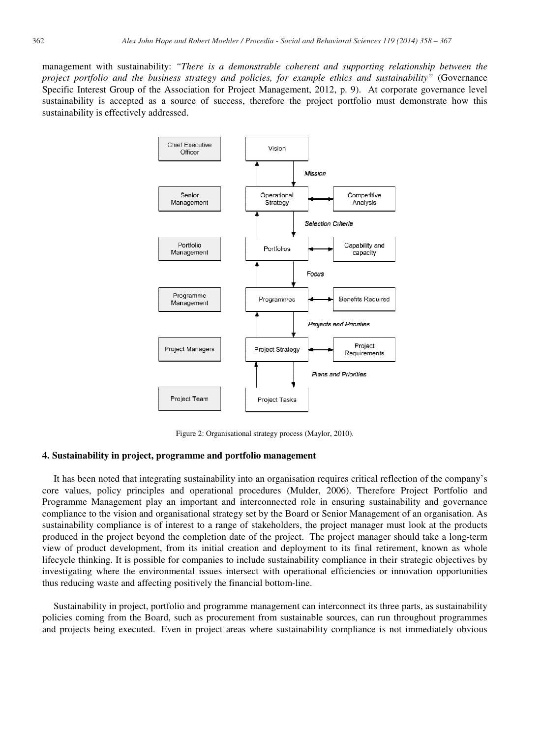management with sustainability: *"There is a demonstrable coherent and supporting relationship between the project portfolio and the business strategy and policies, for example ethics and sustainability"* (Governance Specific Interest Group of the Association for Project Management, 2012, p. 9). At corporate governance level sustainability is accepted as a source of success, therefore the project portfolio must demonstrate how this sustainability is effectively addressed.

| Chief Executive Officer | Vision | |
|---|---|---|
| | *Mission* | |
| Senior Management | Operational Strategy | Competitive Analysis |
| | *Selection Criteria* | |
| Portfolio Management | Portfolios | Capability and capacity |
| | *Focus* | |
| Programme Management | Programmes | Benefits Required |
| | *Projects and Priorities* | |
| Project Managers | Project Strategy | Project Requirements |
| | *Plans and Priorities* | |
| Project Team | Project Tasks | |

Figure 2: Organisational strategy process (Maylor, 2010).

## 4. Sustainability in project, programme and portfolio management

It has been noted that integrating sustainability into an organisation requires critical reflection of the company's core values, policy principles and operational procedures (Mulder, 2006). Therefore Project Portfolio and Programme Management play an important and interconnected role in ensuring sustainability and governance compliance to the vision and organisational strategy set by the Board or Senior Management of an organisation. As sustainability compliance is of interest to a range of stakeholders, the project manager must look at the products produced in the project beyond the completion date of the project. The project manager should take a long-term view of product development, from its initial creation and deployment to its final retirement, known as whole lifecycle thinking. It is possible for companies to include sustainability compliance in their strategic objectives by investigating where the environmental issues intersect with operational efficiencies or innovation opportunities thus reducing waste and affecting positively the financial bottom-line.

Sustainability in project, portfolio and programme management can interconnect its three parts, as sustainability policies coming from the Board, such as procurement from sustainable sources, can run throughout programmes and projects being executed. Even in project areas where sustainability compliance is not immediately obvious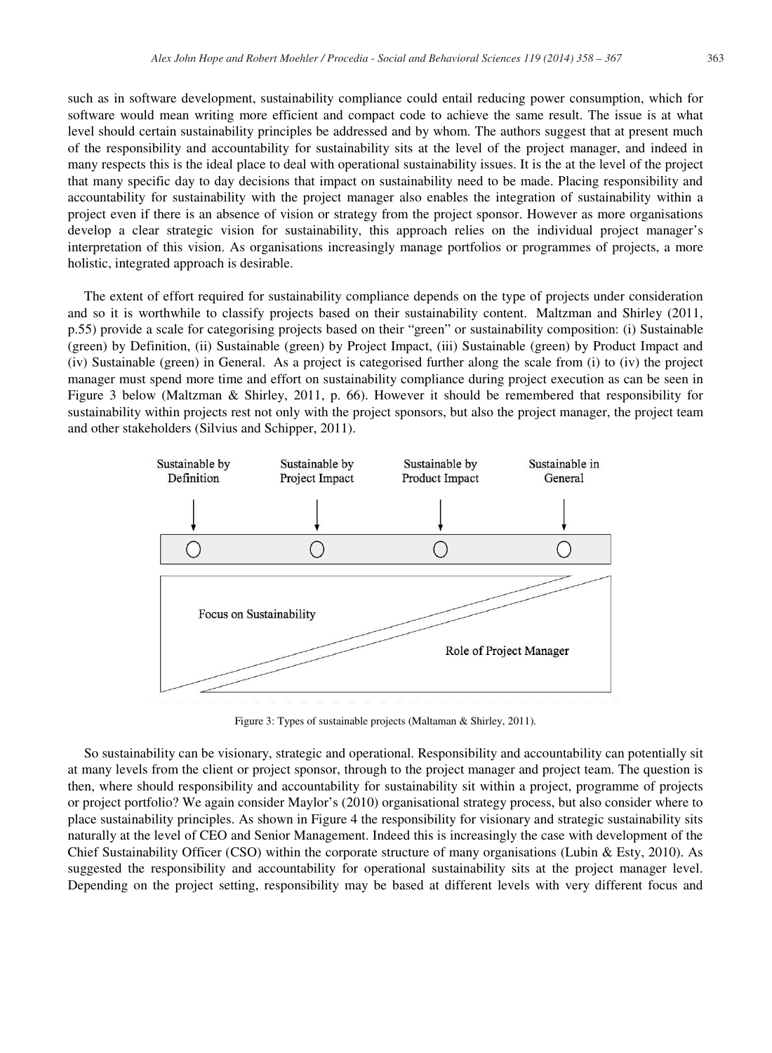such as in software development, sustainability compliance could entail reducing power consumption, which for software would mean writing more efficient and compact code to achieve the same result. The issue is at what level should certain sustainability principles be addressed and by whom. The authors suggest that at present much of the responsibility and accountability for sustainability sits at the level of the project manager, and indeed in many respects this is the ideal place to deal with operational sustainability issues. It is the at the level of the project that many specific day to day decisions that impact on sustainability need to be made. Placing responsibility and accountability for sustainability with the project manager also enables the integration of sustainability within a project even if there is an absence of vision or strategy from the project sponsor. However as more organisations develop a clear strategic vision for sustainability, this approach relies on the individual project manager's interpretation of this vision. As organisations increasingly manage portfolios or programmes of projects, a more holistic, integrated approach is desirable.

The extent of effort required for sustainability compliance depends on the type of projects under consideration and so it is worthwhile to classify projects based on their sustainability content. Maltzman and Shirley (2011, p.55) provide a scale for categorising projects based on their "green" or sustainability composition: (i) Sustainable (green) by Definition, (ii) Sustainable (green) by Project Impact, (iii) Sustainable (green) by Product Impact and (iv) Sustainable (green) in General. As a project is categorised further along the scale from (i) to (iv) the project manager must spend more time and effort on sustainability compliance during project execution as can be seen in Figure 3 below (Maltzman & Shirley, 2011, p. 66). However it should be remembered that responsibility for sustainability within projects rest not only with the project sponsors, but also the project manager, the project team and other stakeholders (Silvius and Schipper, 2011).

Sustainable by Definition | Sustainable by Project Impact | Sustainable by Product Impact | Sustainable in General

Focus on Sustainability

Role of Project Manager

Figure 3: Types of sustainable projects (Maltaman & Shirley, 2011).

So sustainability can be visionary, strategic and operational. Responsibility and accountability can potentially sit at many levels from the client or project sponsor, through to the project manager and project team. The question is then, where should responsibility and accountability for sustainability sit within a project, programme of projects or project portfolio? We again consider Maylor's (2010) organisational strategy process, but also consider where to place sustainability principles. As shown in Figure 4 the responsibility for visionary and strategic sustainability sits naturally at the level of CEO and Senior Management. Indeed this is increasingly the case with development of the Chief Sustainability Officer (CSO) within the corporate structure of many organisations (Lubin & Esty, 2010). As suggested the responsibility and accountability for operational sustainability sits at the project manager level. Depending on the project setting, responsibility may be based at different levels with very different focus and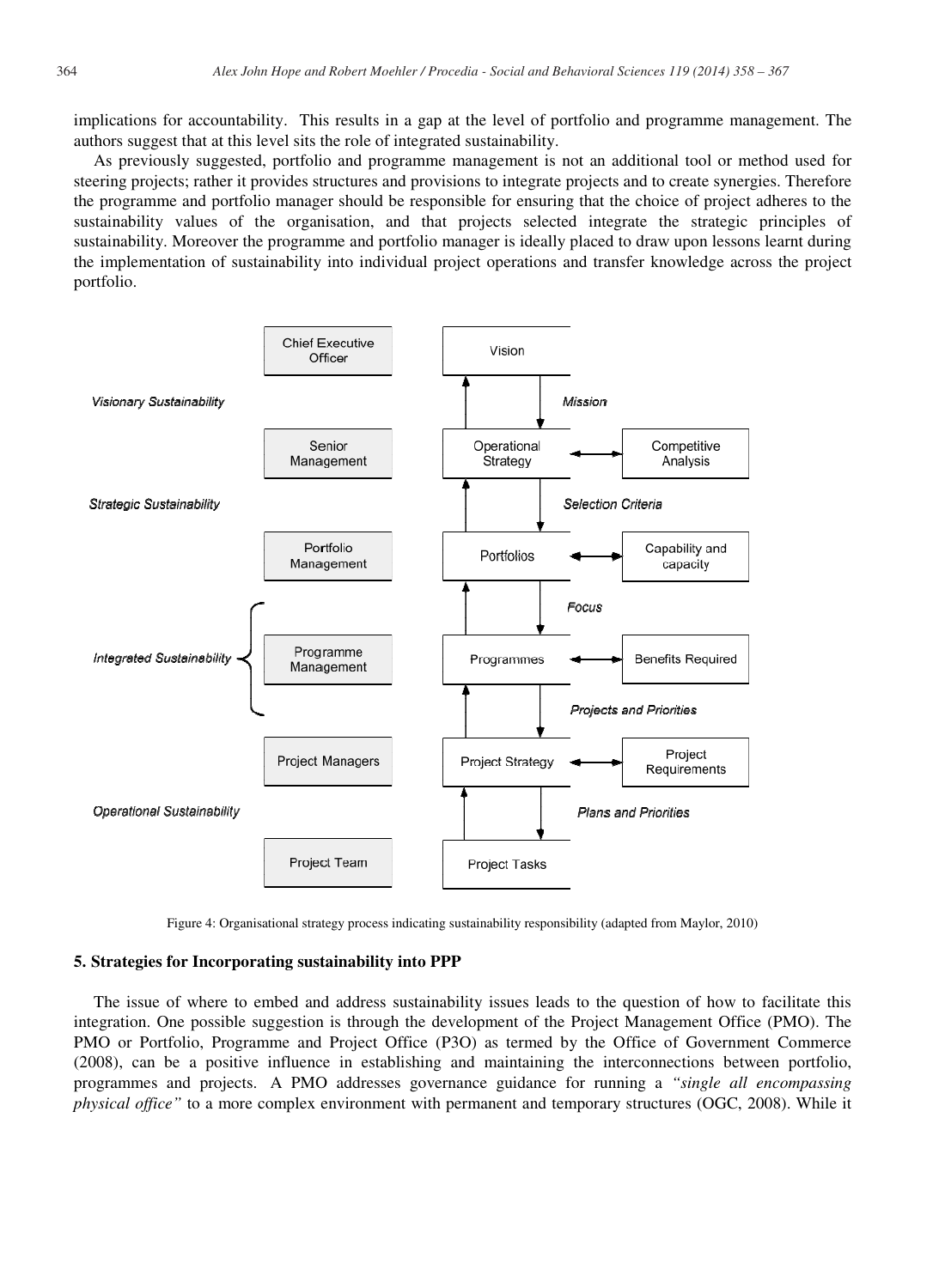implications for accountability. This results in a gap at the level of portfolio and programme management. The authors suggest that at this level sits the role of integrated sustainability.

As previously suggested, portfolio and programme management is not an additional tool or method used for steering projects; rather it provides structures and provisions to integrate projects and to create synergies. Therefore the programme and portfolio manager should be responsible for ensuring that the choice of project adheres to the sustainability values of the organisation, and that projects selected integrate the strategic principles of sustainability. Moreover the programme and portfolio manager is ideally placed to draw upon lessons learnt during the implementation of sustainability into individual project operations and transfer knowledge across the project portfolio.

Chief Executive Officer | Vision

*Visionary Sustainability* | *Mission*

Senior Management | Operational Strategy ↔ Competitive Analysis

*Strategic Sustainability* | *Selection Criteria*

Portfolio Management | Portfolios ↔ Capability and capacity

*Focus*

*Integrated Sustainability* { Programme Management | Programmes ↔ Benefits Required

*Projects and Priorities*

Project Managers | Project Strategy ↔ Project Requirements

*Operational Sustainability* | *Plans and Priorities*

Project Team | Project Tasks

Figure 4: Organisational strategy process indicating sustainability responsibility (adapted from Maylor, 2010)

## 5. Strategies for Incorporating sustainability into PPP

The issue of where to embed and address sustainability issues leads to the question of how to facilitate this integration. One possible suggestion is through the development of the Project Management Office (PMO). The PMO or Portfolio, Programme and Project Office (P3O) as termed by the Office of Government Commerce (2008), can be a positive influence in establishing and maintaining the interconnections between portfolio, programmes and projects. A PMO addresses governance guidance for running a *"single all encompassing physical office"* to a more complex environment with permanent and temporary structures (OGC, 2008). While it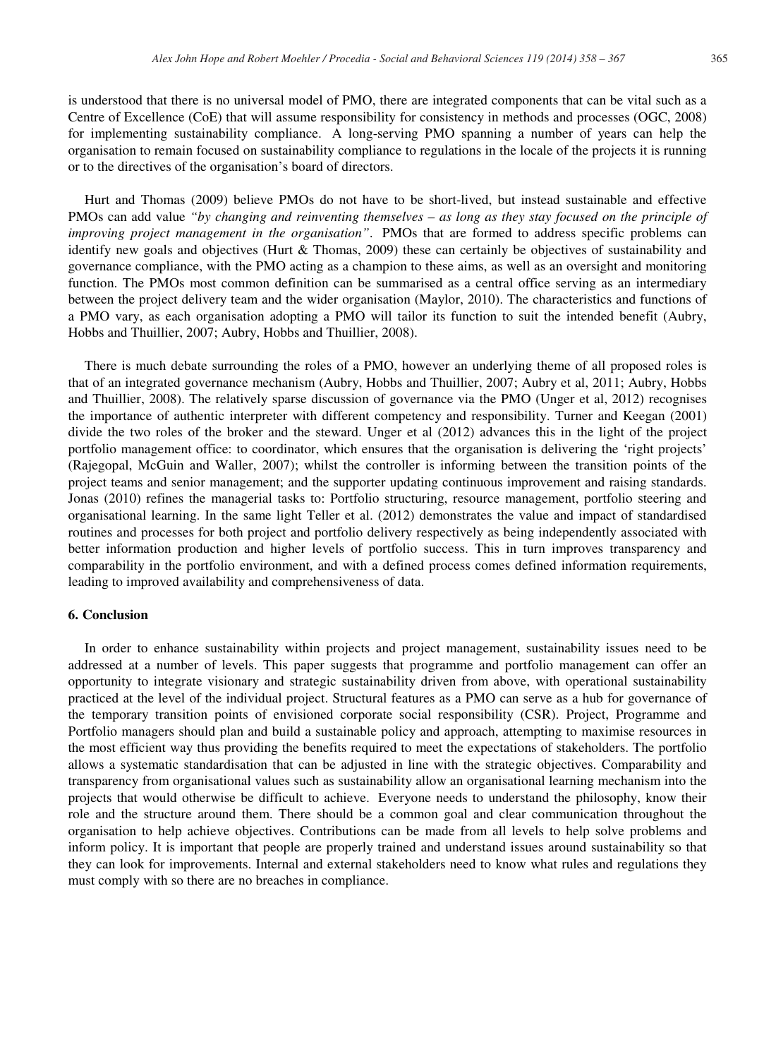is understood that there is no universal model of PMO, there are integrated components that can be vital such as a Centre of Excellence (CoE) that will assume responsibility for consistency in methods and processes (OGC, 2008) for implementing sustainability compliance. A long-serving PMO spanning a number of years can help the organisation to remain focused on sustainability compliance to regulations in the locale of the projects it is running or to the directives of the organisation's board of directors.

Hurt and Thomas (2009) believe PMOs do not have to be short-lived, but instead sustainable and effective PMOs can add value *"by changing and reinventing themselves – as long as they stay focused on the principle of improving project management in the organisation"*. PMOs that are formed to address specific problems can identify new goals and objectives (Hurt & Thomas, 2009) these can certainly be objectives of sustainability and governance compliance, with the PMO acting as a champion to these aims, as well as an oversight and monitoring function. The PMOs most common definition can be summarised as a central office serving as an intermediary between the project delivery team and the wider organisation (Maylor, 2010). The characteristics and functions of a PMO vary, as each organisation adopting a PMO will tailor its function to suit the intended benefit (Aubry, Hobbs and Thuillier, 2007; Aubry, Hobbs and Thuillier, 2008).

There is much debate surrounding the roles of a PMO, however an underlying theme of all proposed roles is that of an integrated governance mechanism (Aubry, Hobbs and Thuillier, 2007; Aubry et al, 2011; Aubry, Hobbs and Thuillier, 2008). The relatively sparse discussion of governance via the PMO (Unger et al, 2012) recognises the importance of authentic interpreter with different competency and responsibility. Turner and Keegan (2001) divide the two roles of the broker and the steward. Unger et al (2012) advances this in the light of the project portfolio management office: to coordinator, which ensures that the organisation is delivering the 'right projects' (Rajegopal, McGuin and Waller, 2007); whilst the controller is informing between the transition points of the project teams and senior management; and the supporter updating continuous improvement and raising standards. Jonas (2010) refines the managerial tasks to: Portfolio structuring, resource management, portfolio steering and organisational learning. In the same light Teller et al. (2012) demonstrates the value and impact of standardised routines and processes for both project and portfolio delivery respectively as being independently associated with better information production and higher levels of portfolio success. This in turn improves transparency and comparability in the portfolio environment, and with a defined process comes defined information requirements, leading to improved availability and comprehensiveness of data.

## 6. Conclusion

In order to enhance sustainability within projects and project management, sustainability issues need to be addressed at a number of levels. This paper suggests that programme and portfolio management can offer an opportunity to integrate visionary and strategic sustainability driven from above, with operational sustainability practiced at the level of the individual project. Structural features as a PMO can serve as a hub for governance of the temporary transition points of envisioned corporate social responsibility (CSR). Project, Programme and Portfolio managers should plan and build a sustainable policy and approach, attempting to maximise resources in the most efficient way thus providing the benefits required to meet the expectations of stakeholders. The portfolio allows a systematic standardisation that can be adjusted in line with the strategic objectives. Comparability and transparency from organisational values such as sustainability allow an organisational learning mechanism into the projects that would otherwise be difficult to achieve. Everyone needs to understand the philosophy, know their role and the structure around them. There should be a common goal and clear communication throughout the organisation to help achieve objectives. Contributions can be made from all levels to help solve problems and inform policy. It is important that people are properly trained and understand issues around sustainability so that they can look for improvements. Internal and external stakeholders need to know what rules and regulations they must comply with so there are no breaches in compliance.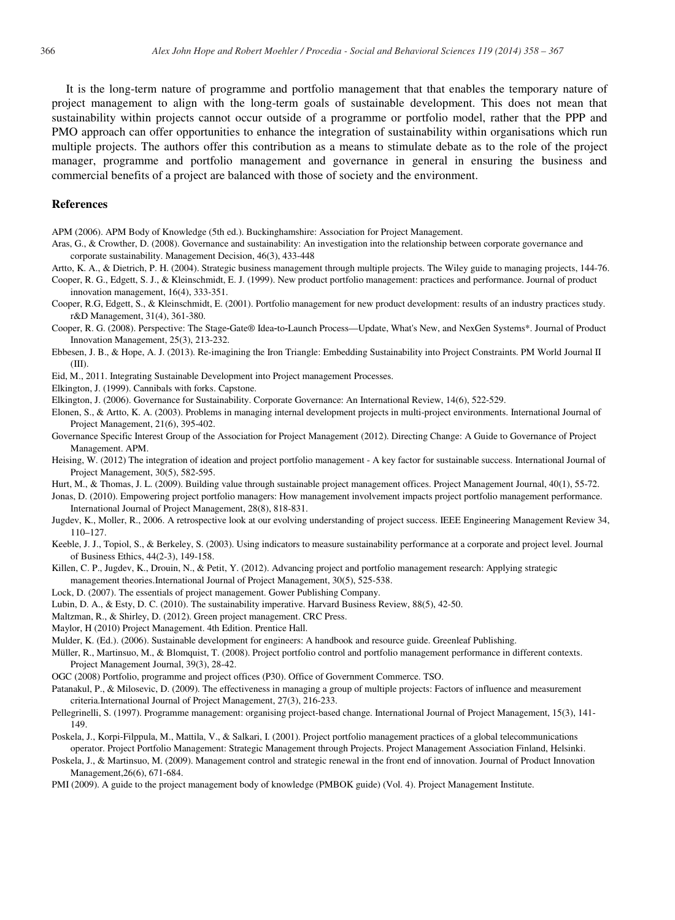It is the long-term nature of programme and portfolio management that that enables the temporary nature of project management to align with the long-term goals of sustainable development. This does not mean that sustainability within projects cannot occur outside of a programme or portfolio model, rather that the PPP and PMO approach can offer opportunities to enhance the integration of sustainability within organisations which run multiple projects. The authors offer this contribution as a means to stimulate debate as to the role of the project manager, programme and portfolio management and governance in general in ensuring the business and commercial benefits of a project are balanced with those of society and the environment.

## References

APM (2006). APM Body of Knowledge (5th ed.). Buckinghamshire: Association for Project Management.

Aras, G., & Crowther, D. (2008). Governance and sustainability: An investigation into the relationship between corporate governance and corporate sustainability. Management Decision, 46(3), 433-448

Artto, K. A., & Dietrich, P. H. (2004). Strategic business management through multiple projects. The Wiley guide to managing projects, 144-76.

Cooper, R. G., Edgett, S. J., & Kleinschmidt, E. J. (1999). New product portfolio management: practices and performance. Journal of product innovation management, 16(4), 333-351.

Cooper, R.G, Edgett, S., & Kleinschmidt, E. (2001). Portfolio management for new product development: results of an industry practices study. r&D Management, 31(4), 361-380.

Cooper, R. G. (2008). Perspective: The Stage-Gate® Idea-to-Launch Process—Update, What's New, and NexGen Systems*. Journal of Product Innovation Management, 25(3), 213-232.

Ebbesen, J. B., & Hope, A. J. (2013). Re-imagining the Iron Triangle: Embedding Sustainability into Project Constraints. PM World Journal II (III).

Eid, M., 2011. Integrating Sustainable Development into Project management Processes.

Elkington, J. (1999). Cannibals with forks. Capstone.

Elkington, J. (2006). Governance for Sustainability. Corporate Governance: An International Review, 14(6), 522-529.

Elonen, S., & Artto, K. A. (2003). Problems in managing internal development projects in multi-project environments. International Journal of Project Management, 21(6), 395-402.

Governance Specific Interest Group of the Association for Project Management (2012). Directing Change: A Guide to Governance of Project Management. APM.

Heising, W. (2012) The integration of ideation and project portfolio management - A key factor for sustainable success. International Journal of Project Management, 30(5), 582-595.

Hurt, M., & Thomas, J. L. (2009). Building value through sustainable project management offices. Project Management Journal, 40(1), 55-72.

Jonas, D. (2010). Empowering project portfolio managers: How management involvement impacts project portfolio management performance. International Journal of Project Management, 28(8), 818-831.

Jugdev, K., Moller, R., 2006. A retrospective look at our evolving understanding of project success. IEEE Engineering Management Review 34, 110–127.

Keeble, J. J., Topiol, S., & Berkeley, S. (2003). Using indicators to measure sustainability performance at a corporate and project level. Journal of Business Ethics, 44(2-3), 149-158.

Killen, C. P., Jugdev, K., Drouin, N., & Petit, Y. (2012). Advancing project and portfolio management research: Applying strategic management theories.International Journal of Project Management, 30(5), 525-538.

Lock, D. (2007). The essentials of project management. Gower Publishing Company.

Lubin, D. A., & Esty, D. C. (2010). The sustainability imperative. Harvard Business Review, 88(5), 42-50.

Maltzman, R., & Shirley, D. (2012). Green project management. CRC Press.

Maylor, H (2010) Project Management. 4th Edition. Prentice Hall.

Mulder, K. (Ed.). (2006). Sustainable development for engineers: A handbook and resource guide. Greenleaf Publishing.

Müller, R., Martinsuo, M., & Blomquist, T. (2008). Project portfolio control and portfolio management performance in different contexts. Project Management Journal, 39(3), 28-42.

OGC (2008) Portfolio, programme and project offices (P30). Office of Government Commerce. TSO.

Patanakul, P., & Milosevic, D. (2009). The effectiveness in managing a group of multiple projects: Factors of influence and measurement criteria.International Journal of Project Management, 27(3), 216-233.

Pellegrinelli, S. (1997). Programme management: organising project-based change. International Journal of Project Management, 15(3), 141-149.

Poskela, J., Korpi-Filppula, M., Mattila, V., & Salkari, I. (2001). Project portfolio management practices of a global telecommunications operator. Project Portfolio Management: Strategic Management through Projects. Project Management Association Finland, Helsinki.

Poskela, J., & Martinsuo, M. (2009). Management control and strategic renewal in the front end of innovation. Journal of Product Innovation Management,26(6), 671-684.

PMI (2009). A guide to the project management body of knowledge (PMBOK guide) (Vol. 4). Project Management Institute.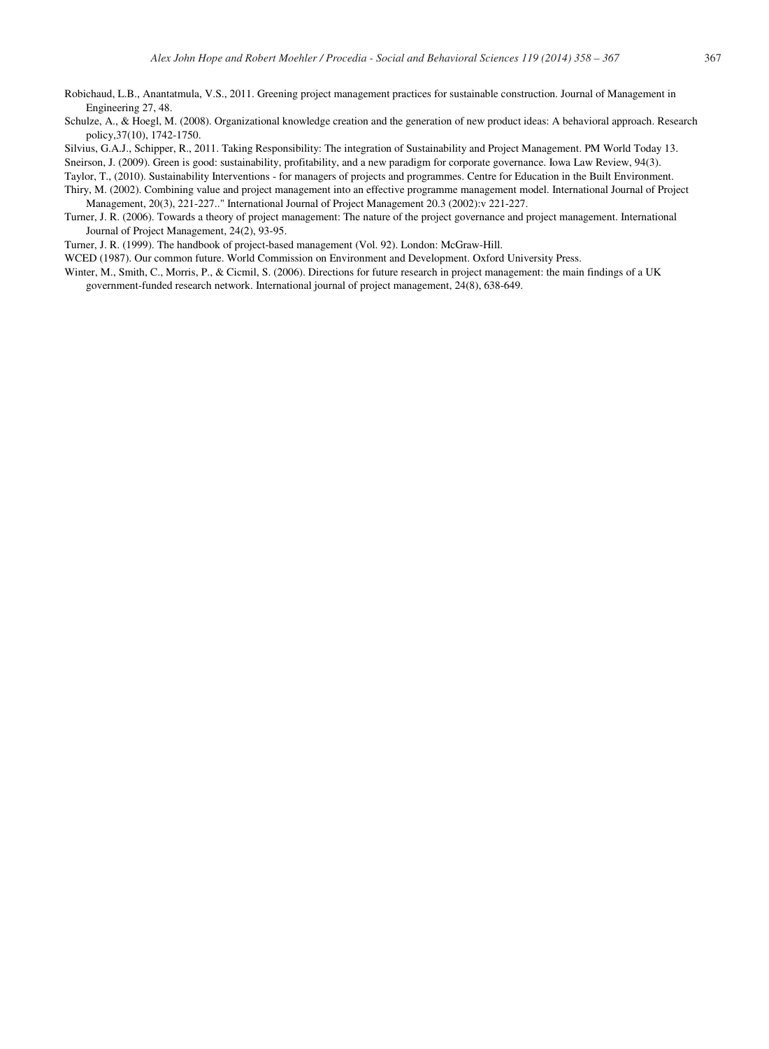Robichaud, L.B., Anantatmula, V.S., 2011. Greening project management practices for sustainable construction. Journal of Management in Engineering 27, 48.

Schulze, A., & Hoegl, M. (2008). Organizational knowledge creation and the generation of new product ideas: A behavioral approach. Research policy,37(10), 1742-1750.

Silvius, G.A.J., Schipper, R., 2011. Taking Responsibility: The integration of Sustainability and Project Management. PM World Today 13.

Sneirson, J. (2009). Green is good: sustainability, profitability, and a new paradigm for corporate governance. Iowa Law Review, 94(3).

Taylor, T., (2010). Sustainability Interventions - for managers of projects and programmes. Centre for Education in the Built Environment.

Thiry, M. (2002). Combining value and project management into an effective programme management model. International Journal of Project Management, 20(3), 221-227.." International Journal of Project Management 20.3 (2002):v 221-227.

Turner, J. R. (2006). Towards a theory of project management: The nature of the project governance and project management. International Journal of Project Management, 24(2), 93-95.

Turner, J. R. (1999). The handbook of project-based management (Vol. 92). London: McGraw-Hill.

WCED (1987). Our common future. World Commission on Environment and Development. Oxford University Press.

Winter, M., Smith, C., Morris, P., & Cicmil, S. (2006). Directions for future research in project management: the main findings of a UK government-funded research network. International journal of project management, 24(8), 638-649.